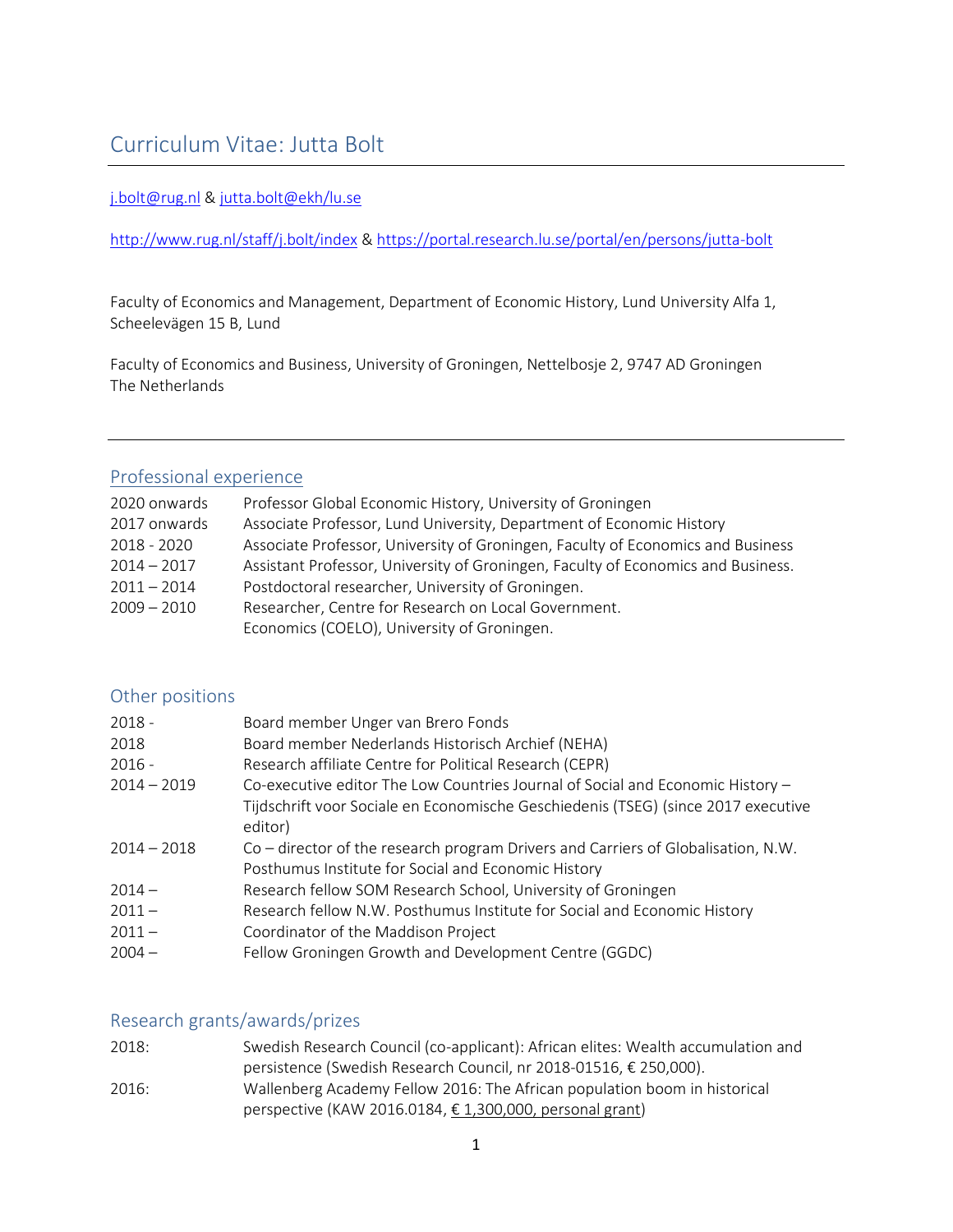# Curriculum Vitae: Jutta Bolt

j.bolt@rug.nl & jutta.bolt@ekh/lu.se

http://www.rug.nl/staff/j.bolt/index & https://portal.research.lu.se/portal/en/persons/jutta-bolt

Faculty of Economics and Management, Department of Economic History, Lund University Alfa 1, Scheelevägen 15 B, Lund

Faculty of Economics and Business, University of Groningen, Nettelbosje 2, 9747 AD Groningen
The Netherlands

## Professional experience

| | |
|---|---|
| 2020 onwards | Professor Global Economic History, University of Groningen |
| 2017 onwards | Associate Professor, Lund University, Department of Economic History |
| 2018 - 2020 | Associate Professor, University of Groningen, Faculty of Economics and Business |
| 2014 – 2017 | Assistant Professor, University of Groningen, Faculty of Economics and Business. |
| 2011 – 2014 | Postdoctoral researcher, University of Groningen. |
| 2009 – 2010 | Researcher, Centre for Research on Local Government. Economics (COELO), University of Groningen. |

## Other positions

| | |
|---|---|
| 2018 - | Board member Unger van Brero Fonds |
| 2018 | Board member Nederlands Historisch Archief (NEHA) |
| 2016 - | Research affiliate Centre for Political Research (CEPR) |
| 2014 – 2019 | Co-executive editor The Low Countries Journal of Social and Economic History – Tijdschrift voor Sociale en Economische Geschiedenis (TSEG) (since 2017 executive editor) |
| 2014 – 2018 | Co – director of the research program Drivers and Carriers of Globalisation, N.W. Posthumus Institute for Social and Economic History |
| 2014 – | Research fellow SOM Research School, University of Groningen |
| 2011 – | Research fellow N.W. Posthumus Institute for Social and Economic History |
| 2011 – | Coordinator of the Maddison Project |
| 2004 – | Fellow Groningen Growth and Development Centre (GGDC) |

## Research grants/awards/prizes

| | |
|---|---|
| 2018: | Swedish Research Council (co-applicant): African elites: Wealth accumulation and persistence (Swedish Research Council, nr 2018-01516, € 250,000). |
| 2016: | Wallenberg Academy Fellow 2016: The African population boom in historical perspective (KAW 2016.0184, € 1,300,000, personal grant) |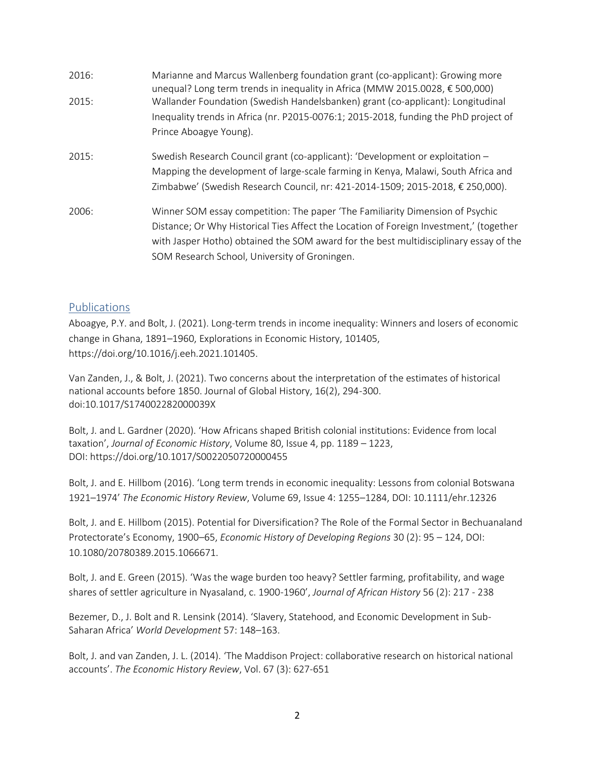2016: Marianne and Marcus Wallenberg foundation grant (co-applicant): Growing more unequal? Long term trends in inequality in Africa (MMW 2015.0028, € 500,000)

2015: Wallander Foundation (Swedish Handelsbanken) grant (co-applicant): Longitudinal Inequality trends in Africa (nr. P2015-0076:1; 2015-2018, funding the PhD project of Prince Aboagye Young).

2015: Swedish Research Council grant (co-applicant): 'Development or exploitation – Mapping the development of large-scale farming in Kenya, Malawi, South Africa and Zimbabwe' (Swedish Research Council, nr: 421-2014-1509; 2015-2018, € 250,000).

2006: Winner SOM essay competition: The paper 'The Familiarity Dimension of Psychic Distance; Or Why Historical Ties Affect the Location of Foreign Investment,' (together with Jasper Hotho) obtained the SOM award for the best multidisciplinary essay of the SOM Research School, University of Groningen.

## Publications

Aboagye, P.Y. and Bolt, J. (2021). Long-term trends in income inequality: Winners and losers of economic change in Ghana, 1891–1960, Explorations in Economic History, 101405, https://doi.org/10.1016/j.eeh.2021.101405.

Van Zanden, J., & Bolt, J. (2021). Two concerns about the interpretation of the estimates of historical national accounts before 1850. Journal of Global History, 16(2), 294-300. doi:10.1017/S174002282000039X

Bolt, J. and L. Gardner (2020). 'How Africans shaped British colonial institutions: Evidence from local taxation', *Journal of Economic History*, Volume 80, Issue 4, pp. 1189 – 1223, DOI: https://doi.org/10.1017/S0022050720000455

Bolt, J. and E. Hillbom (2016). 'Long term trends in economic inequality: Lessons from colonial Botswana 1921–1974' *The Economic History Review*, Volume 69, Issue 4: 1255–1284, DOI: 10.1111/ehr.12326

Bolt, J. and E. Hillbom (2015). Potential for Diversification? The Role of the Formal Sector in Bechuanaland Protectorate's Economy, 1900–65, *Economic History of Developing Regions* 30 (2): 95 – 124, DOI: 10.1080/20780389.2015.1066671.

Bolt, J. and E. Green (2015). 'Was the wage burden too heavy? Settler farming, profitability, and wage shares of settler agriculture in Nyasaland, c. 1900-1960', *Journal of African History* 56 (2): 217 - 238

Bezemer, D., J. Bolt and R. Lensink (2014). 'Slavery, Statehood, and Economic Development in Sub-Saharan Africa' *World Development* 57: 148–163.

Bolt, J. and van Zanden, J. L. (2014). 'The Maddison Project: collaborative research on historical national accounts'. *The Economic History Review*, Vol. 67 (3): 627-651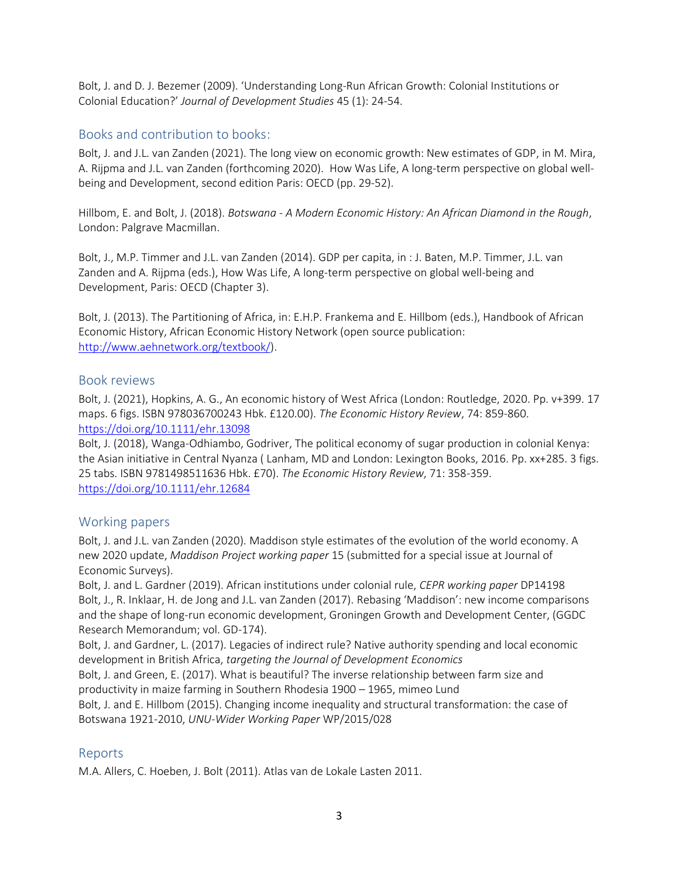Bolt, J. and D. J. Bezemer (2009). 'Understanding Long-Run African Growth: Colonial Institutions or Colonial Education?' *Journal of Development Studies* 45 (1): 24-54.

## Books and contribution to books:

Bolt, J. and J.L. van Zanden (2021). The long view on economic growth: New estimates of GDP, in M. Mira, A. Rijpma and J.L. van Zanden (forthcoming 2020). How Was Life, A long-term perspective on global well-being and Development, second edition Paris: OECD (pp. 29-52).

Hillbom, E. and Bolt, J. (2018). *Botswana - A Modern Economic History: An African Diamond in the Rough*, London: Palgrave Macmillan.

Bolt, J., M.P. Timmer and J.L. van Zanden (2014). GDP per capita, in : J. Baten, M.P. Timmer, J.L. van Zanden and A. Rijpma (eds.), How Was Life, A long-term perspective on global well-being and Development, Paris: OECD (Chapter 3).

Bolt, J. (2013). The Partitioning of Africa, in: E.H.P. Frankema and E. Hillbom (eds.), Handbook of African Economic History, African Economic History Network (open source publication: http://www.aehnetwork.org/textbook/).

## Book reviews

Bolt, J. (2021), Hopkins, A. G., An economic history of West Africa (London: Routledge, 2020. Pp. v+399. 17 maps. 6 figs. ISBN 978036700243 Hbk. £120.00). *The Economic History Review*, 74: 859-860. https://doi.org/10.1111/ehr.13098

Bolt, J. (2018), Wanga-Odhiambo, Godriver, The political economy of sugar production in colonial Kenya: the Asian initiative in Central Nyanza ( Lanham, MD and London: Lexington Books, 2016. Pp. xx+285. 3 figs. 25 tabs. ISBN 9781498511636 Hbk. £70). *The Economic History Review*, 71: 358-359. https://doi.org/10.1111/ehr.12684

## Working papers

Bolt, J. and J.L. van Zanden (2020). Maddison style estimates of the evolution of the world economy. A new 2020 update, *Maddison Project working paper* 15 (submitted for a special issue at Journal of Economic Surveys).

Bolt, J. and L. Gardner (2019). African institutions under colonial rule, *CEPR working paper* DP14198

Bolt, J., R. Inklaar, H. de Jong and J.L. van Zanden (2017). Rebasing 'Maddison': new income comparisons and the shape of long-run economic development, Groningen Growth and Development Center, (GGDC Research Memorandum; vol. GD-174).

Bolt, J. and Gardner, L. (2017). Legacies of indirect rule? Native authority spending and local economic development in British Africa, *targeting the Journal of Development Economics*

Bolt, J. and Green, E. (2017). What is beautiful? The inverse relationship between farm size and productivity in maize farming in Southern Rhodesia 1900 – 1965, mimeo Lund

Bolt, J. and E. Hillbom (2015). Changing income inequality and structural transformation: the case of Botswana 1921-2010, *UNU-Wider Working Paper* WP/2015/028

## Reports

M.A. Allers, C. Hoeben, J. Bolt (2011). Atlas van de Lokale Lasten 2011.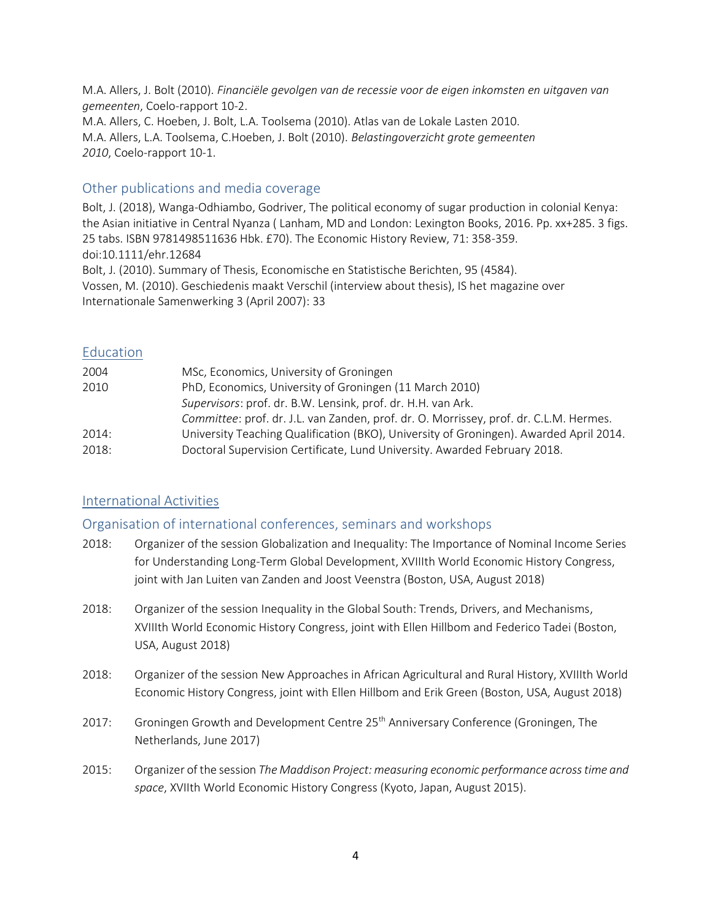M.A. Allers, J. Bolt (2010). *Financiële gevolgen van de recessie voor de eigen inkomsten en uitgaven van gemeenten*, Coelo-rapport 10-2.
M.A. Allers, C. Hoeben, J. Bolt, L.A. Toolsema (2010). Atlas van de Lokale Lasten 2010.
M.A. Allers, L.A. Toolsema, C.Hoeben, J. Bolt (2010). *Belastingoverzicht grote gemeenten 2010*, Coelo-rapport 10-1.

### Other publications and media coverage

Bolt, J. (2018), Wanga-Odhiambo, Godriver, The political economy of sugar production in colonial Kenya: the Asian initiative in Central Nyanza ( Lanham, MD and London: Lexington Books, 2016. Pp. xx+285. 3 figs. 25 tabs. ISBN 9781498511636 Hbk. £70). The Economic History Review, 71: 358-359. doi:10.1111/ehr.12684
Bolt, J. (2010). Summary of Thesis, Economische en Statistische Berichten, 95 (4584).
Vossen, M. (2010). Geschiedenis maakt Verschil (interview about thesis), IS het magazine over Internationale Samenwerking 3 (April 2007): 33

## Education

| | |
|---|---|
| 2004 | MSc, Economics, University of Groningen |
| 2010 | PhD, Economics, University of Groningen (11 March 2010)<br>*Supervisors*: prof. dr. B.W. Lensink, prof. dr. H.H. van Ark.<br>*Committee*: prof. dr. J.L. van Zanden, prof. dr. O. Morrissey, prof. dr. C.L.M. Hermes. |
| 2014: | University Teaching Qualification (BKO), University of Groningen). Awarded April 2014. |
| 2018: | Doctoral Supervision Certificate, Lund University. Awarded February 2018. |

## International Activities

### Organisation of international conferences, seminars and workshops

2018: Organizer of the session Globalization and Inequality: The Importance of Nominal Income Series for Understanding Long-Term Global Development, XVIIIth World Economic History Congress, joint with Jan Luiten van Zanden and Joost Veenstra (Boston, USA, August 2018)

2018: Organizer of the session Inequality in the Global South: Trends, Drivers, and Mechanisms, XVIIIth World Economic History Congress, joint with Ellen Hillbom and Federico Tadei (Boston, USA, August 2018)

2018: Organizer of the session New Approaches in African Agricultural and Rural History, XVIIIth World Economic History Congress, joint with Ellen Hillbom and Erik Green (Boston, USA, August 2018)

2017: Groningen Growth and Development Centre 25th Anniversary Conference (Groningen, The Netherlands, June 2017)

2015: Organizer of the session *The Maddison Project: measuring economic performance across time and space*, XVIIth World Economic History Congress (Kyoto, Japan, August 2015).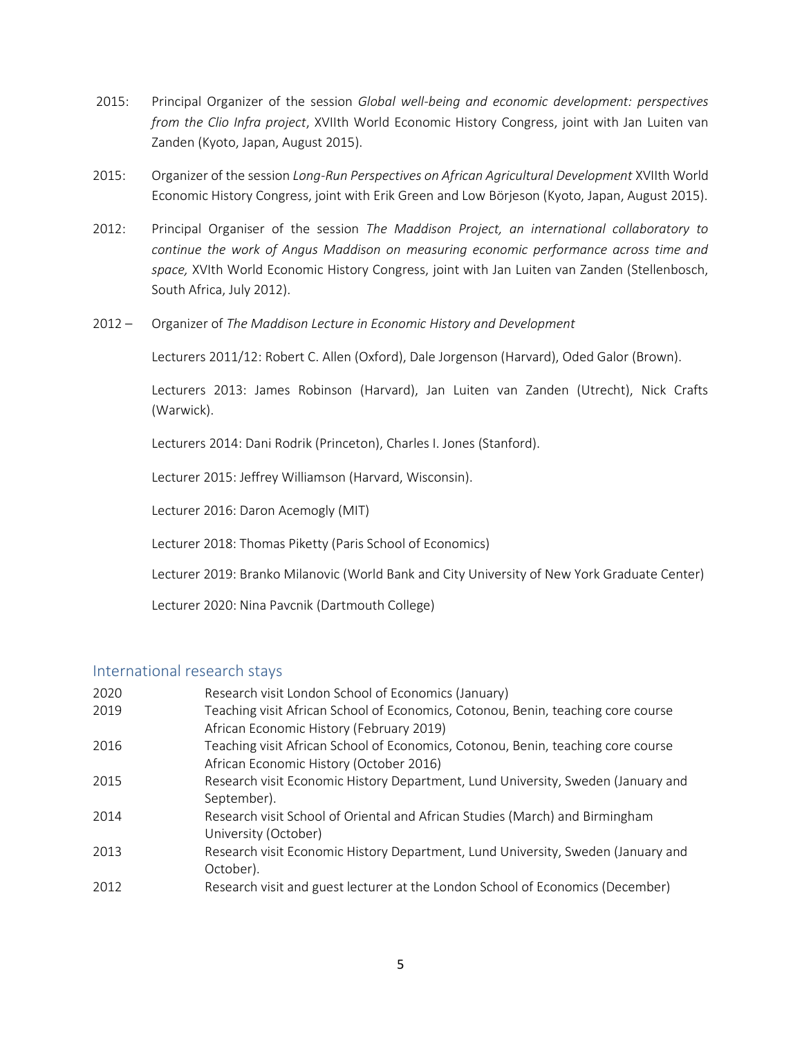2015: Principal Organizer of the session *Global well-being and economic development: perspectives from the Clio Infra project*, XVIIth World Economic History Congress, joint with Jan Luiten van Zanden (Kyoto, Japan, August 2015).

2015: Organizer of the session *Long-Run Perspectives on African Agricultural Development* XVIIth World Economic History Congress, joint with Erik Green and Low Börjeson (Kyoto, Japan, August 2015).

2012: Principal Organiser of the session *The Maddison Project, an international collaboratory to continue the work of Angus Maddison on measuring economic performance across time and space,* XVIth World Economic History Congress, joint with Jan Luiten van Zanden (Stellenbosch, South Africa, July 2012).

2012 – Organizer of *The Maddison Lecture in Economic History and Development*

Lecturers 2011/12: Robert C. Allen (Oxford), Dale Jorgenson (Harvard), Oded Galor (Brown).

Lecturers 2013: James Robinson (Harvard), Jan Luiten van Zanden (Utrecht), Nick Crafts (Warwick).

Lecturers 2014: Dani Rodrik (Princeton), Charles I. Jones (Stanford).

Lecturer 2015: Jeffrey Williamson (Harvard, Wisconsin).

Lecturer 2016: Daron Acemogly (MIT)

Lecturer 2018: Thomas Piketty (Paris School of Economics)

Lecturer 2019: Branko Milanovic (World Bank and City University of New York Graduate Center)

Lecturer 2020: Nina Pavcnik (Dartmouth College)

## International research stays

| | |
|---|---|
| 2020 | Research visit London School of Economics (January) |
| 2019 | Teaching visit African School of Economics, Cotonou, Benin, teaching core course African Economic History (February 2019) |
| 2016 | Teaching visit African School of Economics, Cotonou, Benin, teaching core course African Economic History (October 2016) |
| 2015 | Research visit Economic History Department, Lund University, Sweden (January and September). |
| 2014 | Research visit School of Oriental and African Studies (March) and Birmingham University (October) |
| 2013 | Research visit Economic History Department, Lund University, Sweden (January and October). |
| 2012 | Research visit and guest lecturer at the London School of Economics (December) |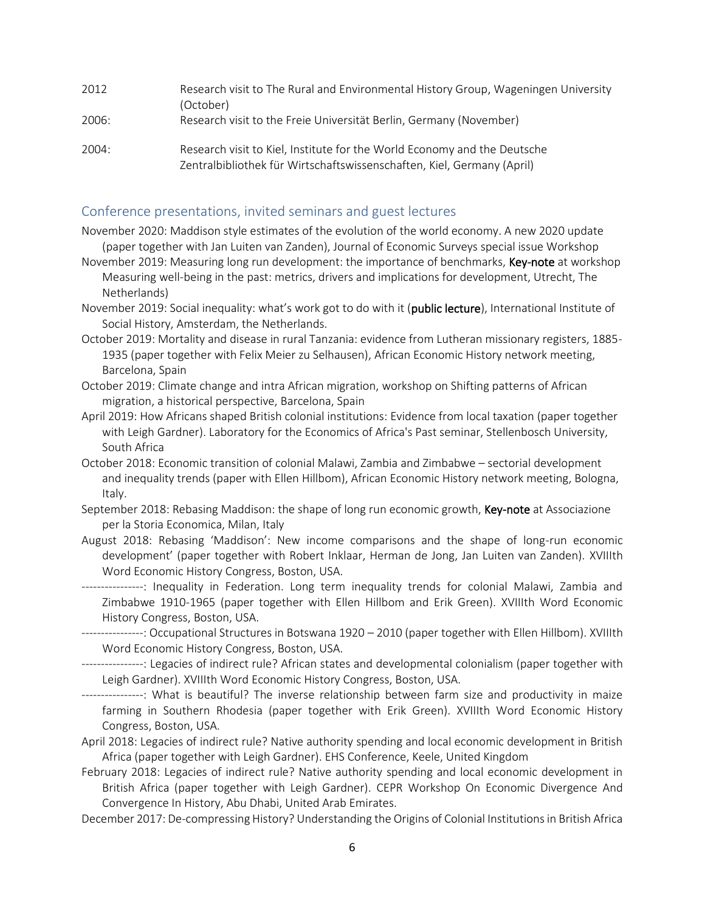2012 Research visit to The Rural and Environmental History Group, Wageningen University (October)

2006: Research visit to the Freie Universität Berlin, Germany (November)

2004: Research visit to Kiel, Institute for the World Economy and the Deutsche Zentralbibliothek für Wirtschaftswissenschaften, Kiel, Germany (April)

## Conference presentations, invited seminars and guest lectures

November 2020: Maddison style estimates of the evolution of the world economy. A new 2020 update (paper together with Jan Luiten van Zanden), Journal of Economic Surveys special issue Workshop

November 2019: Measuring long run development: the importance of benchmarks, **Key-note** at workshop Measuring well-being in the past: metrics, drivers and implications for development, Utrecht, The Netherlands)

November 2019: Social inequality: what's work got to do with it (**public lecture**), International Institute of Social History, Amsterdam, the Netherlands.

October 2019: Mortality and disease in rural Tanzania: evidence from Lutheran missionary registers, 1885-1935 (paper together with Felix Meier zu Selhausen), African Economic History network meeting, Barcelona, Spain

October 2019: Climate change and intra African migration, workshop on Shifting patterns of African migration, a historical perspective, Barcelona, Spain

April 2019: How Africans shaped British colonial institutions: Evidence from local taxation (paper together with Leigh Gardner). Laboratory for the Economics of Africa's Past seminar, Stellenbosch University, South Africa

October 2018: Economic transition of colonial Malawi, Zambia and Zimbabwe – sectorial development and inequality trends (paper with Ellen Hillbom), African Economic History network meeting, Bologna, Italy.

September 2018: Rebasing Maddison: the shape of long run economic growth, **Key-note** at Associazione per la Storia Economica, Milan, Italy

August 2018: Rebasing 'Maddison': New income comparisons and the shape of long-run economic development' (paper together with Robert Inklaar, Herman de Jong, Jan Luiten van Zanden). XVIIIth Word Economic History Congress, Boston, USA.

----------------: Inequality in Federation. Long term inequality trends for colonial Malawi, Zambia and Zimbabwe 1910-1965 (paper together with Ellen Hillbom and Erik Green). XVIIIth Word Economic History Congress, Boston, USA.

----------------: Occupational Structures in Botswana 1920 – 2010 (paper together with Ellen Hillbom). XVIIIth Word Economic History Congress, Boston, USA.

----------------: Legacies of indirect rule? African states and developmental colonialism (paper together with Leigh Gardner). XVIIIth Word Economic History Congress, Boston, USA.

----------------: What is beautiful? The inverse relationship between farm size and productivity in maize farming in Southern Rhodesia (paper together with Erik Green). XVIIIth Word Economic History Congress, Boston, USA.

April 2018: Legacies of indirect rule? Native authority spending and local economic development in British Africa (paper together with Leigh Gardner). EHS Conference, Keele, United Kingdom

February 2018: Legacies of indirect rule? Native authority spending and local economic development in British Africa (paper together with Leigh Gardner). CEPR Workshop On Economic Divergence And Convergence In History, Abu Dhabi, United Arab Emirates.

December 2017: De-compressing History? Understanding the Origins of Colonial Institutions in British Africa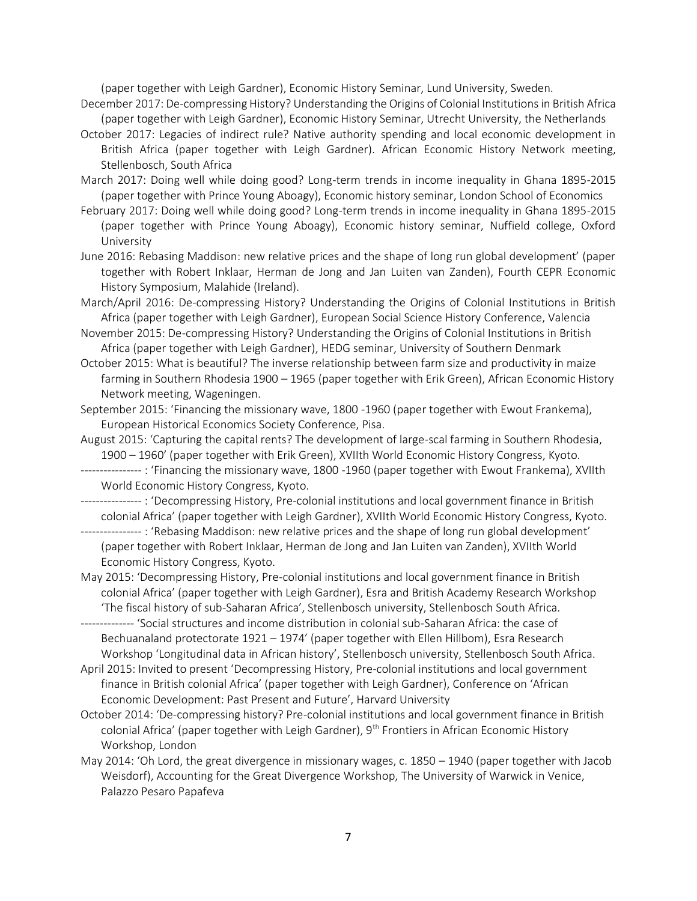(paper together with Leigh Gardner), Economic History Seminar, Lund University, Sweden.

December 2017: De-compressing History? Understanding the Origins of Colonial Institutions in British Africa (paper together with Leigh Gardner), Economic History Seminar, Utrecht University, the Netherlands

October 2017: Legacies of indirect rule? Native authority spending and local economic development in British Africa (paper together with Leigh Gardner). African Economic History Network meeting, Stellenbosch, South Africa

March 2017: Doing well while doing good? Long-term trends in income inequality in Ghana 1895-2015 (paper together with Prince Young Aboagy), Economic history seminar, London School of Economics

February 2017: Doing well while doing good? Long-term trends in income inequality in Ghana 1895-2015 (paper together with Prince Young Aboagy), Economic history seminar, Nuffield college, Oxford University

June 2016: Rebasing Maddison: new relative prices and the shape of long run global development' (paper together with Robert Inklaar, Herman de Jong and Jan Luiten van Zanden), Fourth CEPR Economic History Symposium, Malahide (Ireland).

March/April 2016: De-compressing History? Understanding the Origins of Colonial Institutions in British Africa (paper together with Leigh Gardner), European Social Science History Conference, Valencia

November 2015: De-compressing History? Understanding the Origins of Colonial Institutions in British Africa (paper together with Leigh Gardner), HEDG seminar, University of Southern Denmark

October 2015: What is beautiful? The inverse relationship between farm size and productivity in maize farming in Southern Rhodesia 1900 – 1965 (paper together with Erik Green), African Economic History Network meeting, Wageningen.

September 2015: 'Financing the missionary wave, 1800 -1960 (paper together with Ewout Frankema), European Historical Economics Society Conference, Pisa.

August 2015: 'Capturing the capital rents? The development of large-scal farming in Southern Rhodesia, 1900 – 1960' (paper together with Erik Green), XVIIth World Economic History Congress, Kyoto.

---------------- : 'Financing the missionary wave, 1800 -1960 (paper together with Ewout Frankema), XVIIth World Economic History Congress, Kyoto.

---------------- : 'Decompressing History, Pre-colonial institutions and local government finance in British colonial Africa' (paper together with Leigh Gardner), XVIIth World Economic History Congress, Kyoto.

---------------- : 'Rebasing Maddison: new relative prices and the shape of long run global development' (paper together with Robert Inklaar, Herman de Jong and Jan Luiten van Zanden), XVIIth World Economic History Congress, Kyoto.

May 2015: 'Decompressing History, Pre-colonial institutions and local government finance in British colonial Africa' (paper together with Leigh Gardner), Esra and British Academy Research Workshop 'The fiscal history of sub-Saharan Africa', Stellenbosch university, Stellenbosch South Africa.

-------------- 'Social structures and income distribution in colonial sub-Saharan Africa: the case of Bechuanaland protectorate 1921 – 1974' (paper together with Ellen Hillbom), Esra Research Workshop 'Longitudinal data in African history', Stellenbosch university, Stellenbosch South Africa.

April 2015: Invited to present 'Decompressing History, Pre-colonial institutions and local government finance in British colonial Africa' (paper together with Leigh Gardner), Conference on 'African Economic Development: Past Present and Future', Harvard University

October 2014: 'De-compressing history? Pre-colonial institutions and local government finance in British colonial Africa' (paper together with Leigh Gardner), 9th Frontiers in African Economic History Workshop, London

May 2014: 'Oh Lord, the great divergence in missionary wages, c. 1850 – 1940 (paper together with Jacob Weisdorf), Accounting for the Great Divergence Workshop, The University of Warwick in Venice, Palazzo Pesaro Papafeva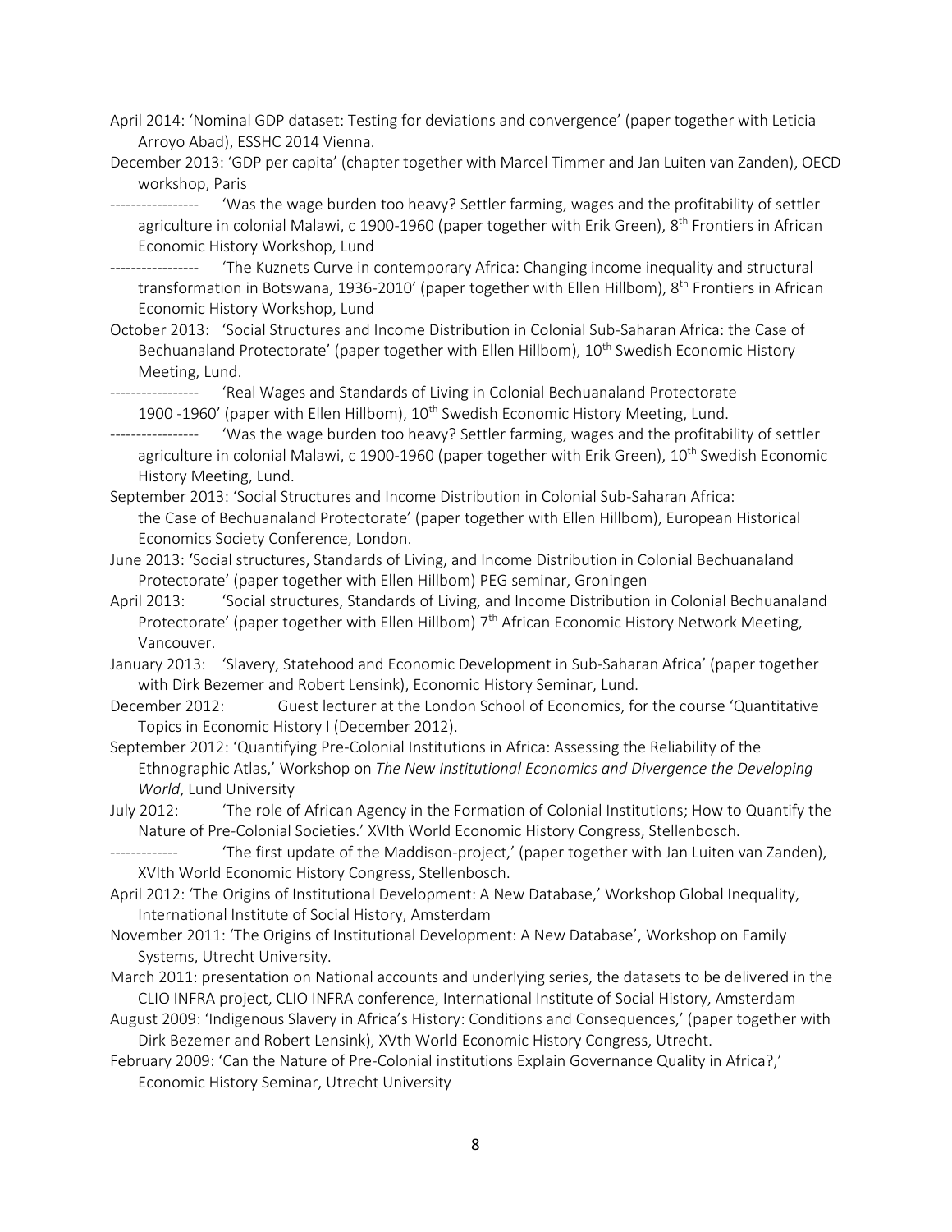April 2014: 'Nominal GDP dataset: Testing for deviations and convergence' (paper together with Leticia Arroyo Abad), ESSHC 2014 Vienna.

December 2013: 'GDP per capita' (chapter together with Marcel Timmer and Jan Luiten van Zanden), OECD workshop, Paris

----------------- 'Was the wage burden too heavy? Settler farming, wages and the profitability of settler agriculture in colonial Malawi, c 1900-1960 (paper together with Erik Green), 8th Frontiers in African Economic History Workshop, Lund

----------------- 'The Kuznets Curve in contemporary Africa: Changing income inequality and structural transformation in Botswana, 1936-2010' (paper together with Ellen Hillbom), 8th Frontiers in African Economic History Workshop, Lund

October 2013: 'Social Structures and Income Distribution in Colonial Sub-Saharan Africa: the Case of Bechuanaland Protectorate' (paper together with Ellen Hillbom), 10th Swedish Economic History Meeting, Lund.

----------------- 'Real Wages and Standards of Living in Colonial Bechuanaland Protectorate 1900 -1960' (paper with Ellen Hillbom), 10th Swedish Economic History Meeting, Lund.

----------------- 'Was the wage burden too heavy? Settler farming, wages and the profitability of settler agriculture in colonial Malawi, c 1900-1960 (paper together with Erik Green), 10th Swedish Economic History Meeting, Lund.

September 2013: 'Social Structures and Income Distribution in Colonial Sub-Saharan Africa: the Case of Bechuanaland Protectorate' (paper together with Ellen Hillbom), European Historical Economics Society Conference, London.

June 2013: 'Social structures, Standards of Living, and Income Distribution in Colonial Bechuanaland Protectorate' (paper together with Ellen Hillbom) PEG seminar, Groningen

April 2013: 'Social structures, Standards of Living, and Income Distribution in Colonial Bechuanaland Protectorate' (paper together with Ellen Hillbom) 7th African Economic History Network Meeting, Vancouver.

January 2013: 'Slavery, Statehood and Economic Development in Sub-Saharan Africa' (paper together with Dirk Bezemer and Robert Lensink), Economic History Seminar, Lund.

December 2012: Guest lecturer at the London School of Economics, for the course 'Quantitative Topics in Economic History I (December 2012).

September 2012: 'Quantifying Pre-Colonial Institutions in Africa: Assessing the Reliability of the Ethnographic Atlas,' Workshop on *The New Institutional Economics and Divergence the Developing World*, Lund University

July 2012: 'The role of African Agency in the Formation of Colonial Institutions; How to Quantify the Nature of Pre-Colonial Societies.' XVIth World Economic History Congress, Stellenbosch.

------------- 'The first update of the Maddison-project,' (paper together with Jan Luiten van Zanden), XVIth World Economic History Congress, Stellenbosch.

April 2012: 'The Origins of Institutional Development: A New Database,' Workshop Global Inequality, International Institute of Social History, Amsterdam

November 2011: 'The Origins of Institutional Development: A New Database', Workshop on Family Systems, Utrecht University.

March 2011: presentation on National accounts and underlying series, the datasets to be delivered in the CLIO INFRA project, CLIO INFRA conference, International Institute of Social History, Amsterdam

August 2009: 'Indigenous Slavery in Africa's History: Conditions and Consequences,' (paper together with Dirk Bezemer and Robert Lensink), XVth World Economic History Congress, Utrecht.

February 2009: 'Can the Nature of Pre-Colonial institutions Explain Governance Quality in Africa?,' Economic History Seminar, Utrecht University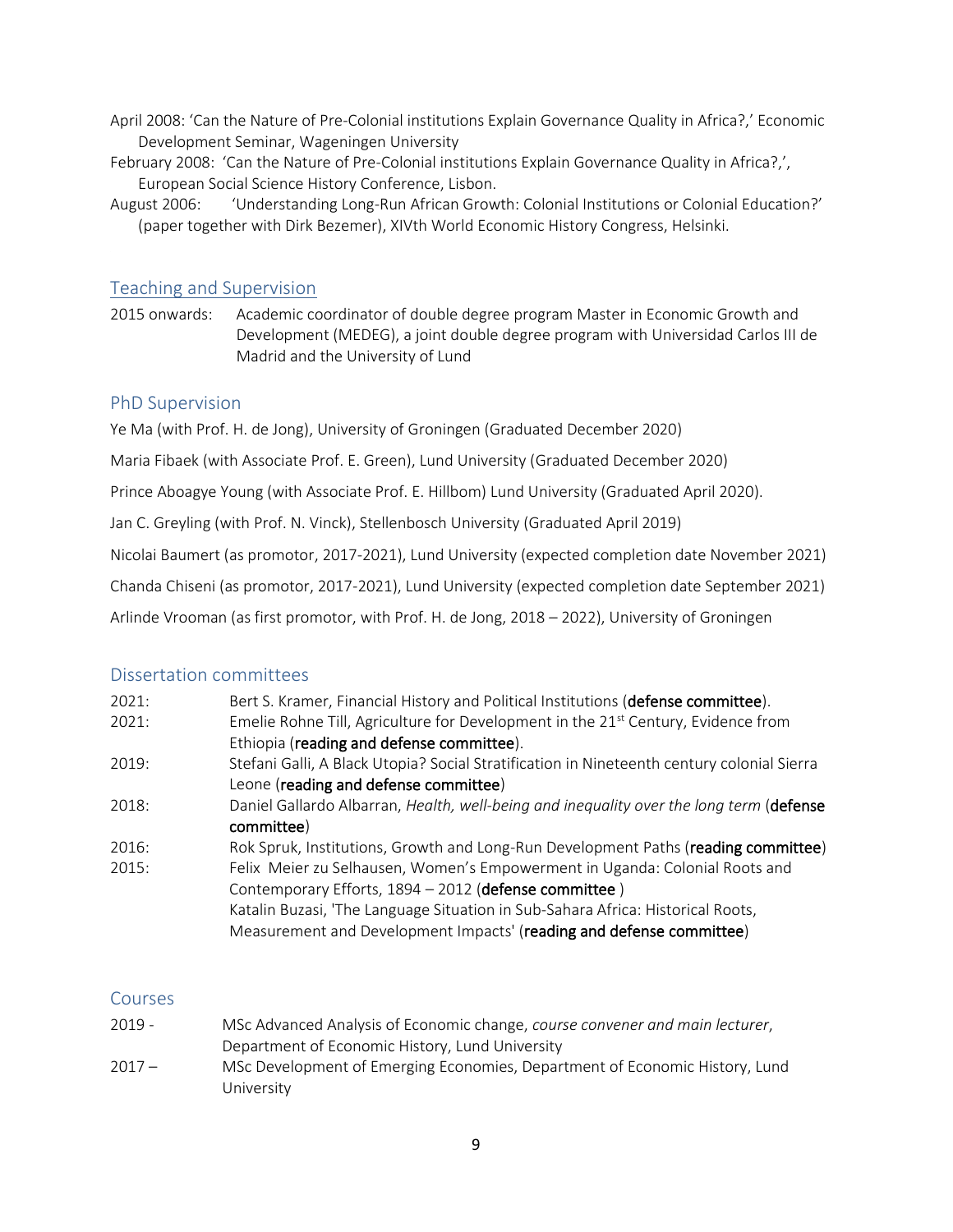April 2008: 'Can the Nature of Pre-Colonial institutions Explain Governance Quality in Africa?,' Economic Development Seminar, Wageningen University

February 2008: 'Can the Nature of Pre-Colonial institutions Explain Governance Quality in Africa?,', European Social Science History Conference, Lisbon.

August 2006: 'Understanding Long-Run African Growth: Colonial Institutions or Colonial Education?' (paper together with Dirk Bezemer), XIVth World Economic History Congress, Helsinki.

## Teaching and Supervision

2015 onwards: Academic coordinator of double degree program Master in Economic Growth and Development (MEDEG), a joint double degree program with Universidad Carlos III de Madrid and the University of Lund

## PhD Supervision

Ye Ma (with Prof. H. de Jong), University of Groningen (Graduated December 2020)

Maria Fibaek (with Associate Prof. E. Green), Lund University (Graduated December 2020)

Prince Aboagye Young (with Associate Prof. E. Hillbom) Lund University (Graduated April 2020).

Jan C. Greyling (with Prof. N. Vinck), Stellenbosch University (Graduated April 2019)

Nicolai Baumert (as promotor, 2017-2021), Lund University (expected completion date November 2021)

Chanda Chiseni (as promotor, 2017-2021), Lund University (expected completion date September 2021)

Arlinde Vrooman (as first promotor, with Prof. H. de Jong, 2018 – 2022), University of Groningen

## Dissertation committees

2021: Bert S. Kramer, Financial History and Political Institutions (**defense committee**).

2021: Emelie Rohne Till, Agriculture for Development in the 21st Century, Evidence from Ethiopia (**reading and defense committee**).

2019: Stefani Galli, A Black Utopia? Social Stratification in Nineteenth century colonial Sierra Leone (**reading and defense committee**)

2018: Daniel Gallardo Albarran, *Health, well-being and inequality over the long term* (**defense committee**)

2016: Rok Spruk, Institutions, Growth and Long-Run Development Paths (**reading committee**)

2015: Felix Meier zu Selhausen, Women's Empowerment in Uganda: Colonial Roots and Contemporary Efforts, 1894 – 2012 (**defense committee** )

Katalin Buzasi, 'The Language Situation in Sub-Sahara Africa: Historical Roots, Measurement and Development Impacts' (**reading and defense committee**)

## Courses

2019 - MSc Advanced Analysis of Economic change, *course convener and main lecturer*, Department of Economic History, Lund University

2017 – MSc Development of Emerging Economies, Department of Economic History, Lund University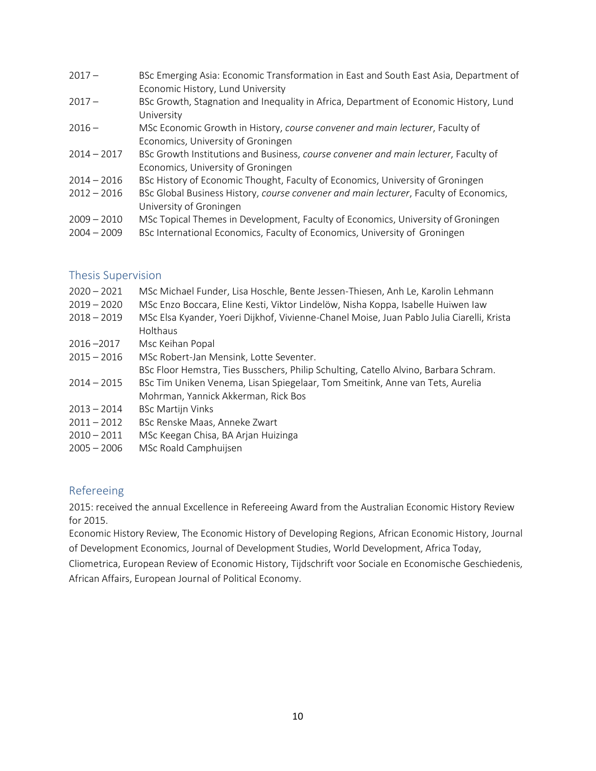| | |
|---|---|
| 2017 – | BSc Emerging Asia: Economic Transformation in East and South East Asia, Department of Economic History, Lund University |
| 2017 – | BSc Growth, Stagnation and Inequality in Africa, Department of Economic History, Lund University |
| 2016 – | MSc Economic Growth in History, *course convener and main lecturer*, Faculty of Economics, University of Groningen |
| 2014 – 2017 | BSc Growth Institutions and Business, *course convener and main lecturer*, Faculty of Economics, University of Groningen |
| 2014 – 2016 | BSc History of Economic Thought, Faculty of Economics, University of Groningen |
| 2012 – 2016 | BSc Global Business History, *course convener and main lecturer*, Faculty of Economics, University of Groningen |
| 2009 – 2010 | MSc Topical Themes in Development, Faculty of Economics, University of Groningen |
| 2004 – 2009 | BSc International Economics, Faculty of Economics, University of Groningen |

## Thesis Supervision

| | |
|---|---|
| 2020 – 2021 | MSc Michael Funder, Lisa Hoschle, Bente Jessen-Thiesen, Anh Le, Karolin Lehmann |
| 2019 – 2020 | MSc Enzo Boccara, Eline Kesti, Viktor Lindelöw, Nisha Koppa, Isabelle Huiwen Iaw |
| 2018 – 2019 | MSc Elsa Kyander, Yoeri Dijkhof, Vivienne-Chanel Moise, Juan Pablo Julia Ciarelli, Krista Holthaus |
| 2016 –2017 | Msc Keihan Popal |
| 2015 – 2016 | MSc Robert-Jan Mensink, Lotte Seventer. BSc Floor Hemstra, Ties Busschers, Philip Schulting, Catello Alvino, Barbara Schram. |
| 2014 – 2015 | BSc Tim Uniken Venema, Lisan Spiegelaar, Tom Smeitink, Anne van Tets, Aurelia Mohrman, Yannick Akkerman, Rick Bos |
| 2013 – 2014 | BSc Martijn Vinks |
| 2011 – 2012 | BSc Renske Maas, Anneke Zwart |
| 2010 – 2011 | MSc Keegan Chisa, BA Arjan Huizinga |
| 2005 – 2006 | MSc Roald Camphuijsen |

## Refereeing

2015: received the annual Excellence in Refereeing Award from the Australian Economic History Review for 2015.

Economic History Review, The Economic History of Developing Regions, African Economic History, Journal of Development Economics, Journal of Development Studies, World Development, Africa Today, Cliometrica, European Review of Economic History, Tijdschrift voor Sociale en Economische Geschiedenis, African Affairs, European Journal of Political Economy.